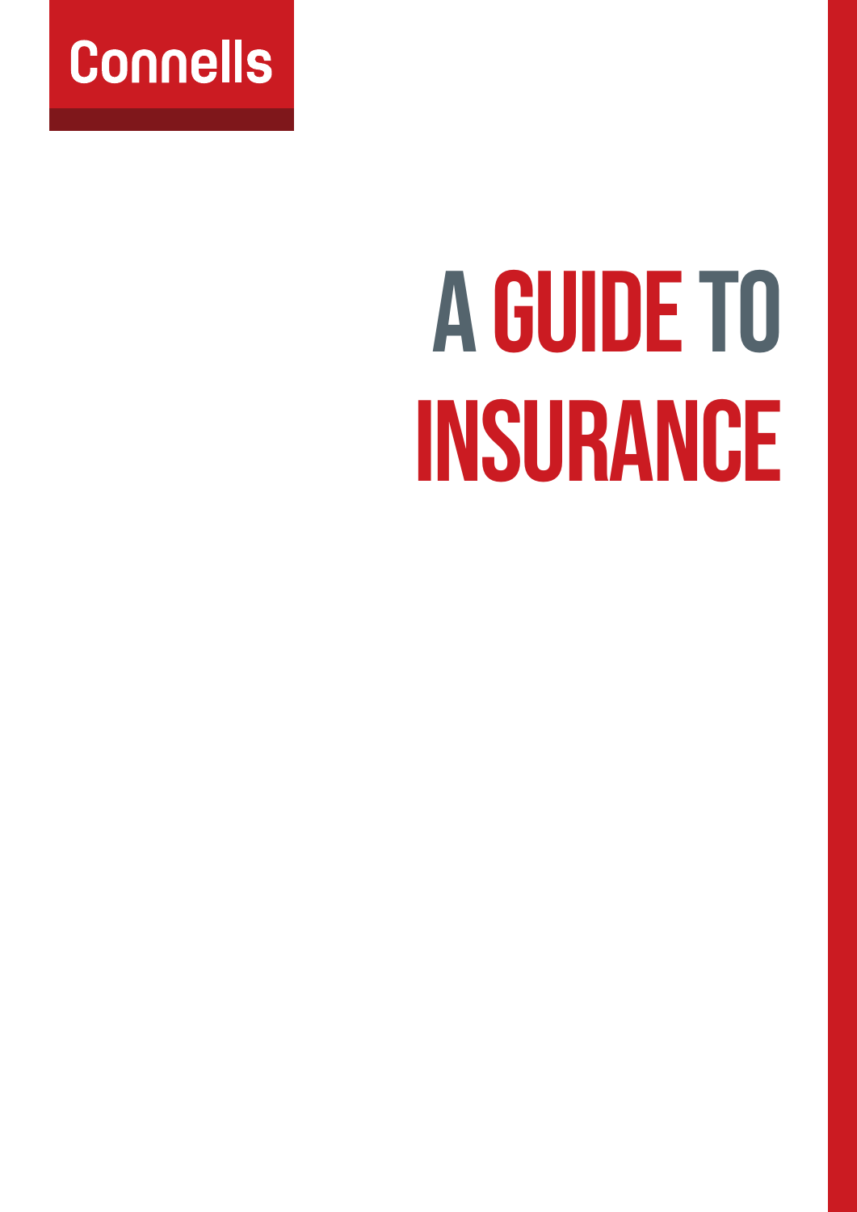Connells

# A GUIDE TO INSURANCE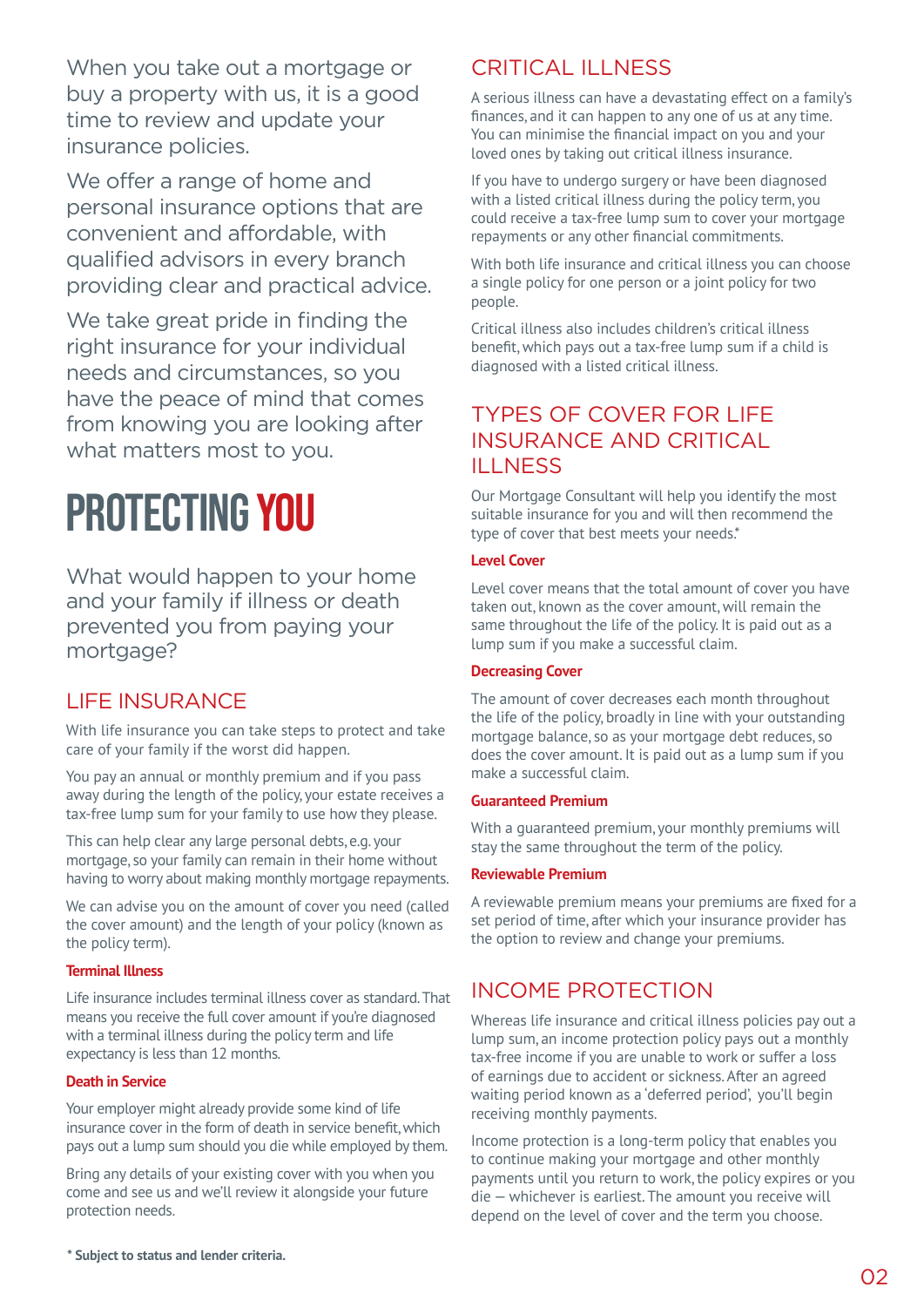When you take out a mortgage or buy a property with us, it is a good time to review and update your insurance policies.

We offer a range of home and personal insurance options that are convenient and affordable, with qualified advisors in every branch providing clear and practical advice.

We take great pride in finding the right insurance for your individual needs and circumstances, so you have the peace of mind that comes from knowing you are looking after what matters most to you.

# PROTECTING YOU

What would happen to your home and your family if illness or death prevented you from paying your mortgage?

## LIFE INSURANCE

With life insurance you can take steps to protect and take care of your family if the worst did happen.

You pay an annual or monthly premium and if you pass away during the length of the policy, your estate receives a tax-free lump sum for your family to use how they please.

This can help clear any large personal debts, e.g. your mortgage, so your family can remain in their home without having to worry about making monthly mortgage repayments.

We can advise you on the amount of cover you need (called the cover amount) and the length of your policy (known as the policy term).

### Terminal Illness

Life insurance includes terminal illness cover as standard. That means you receive the full cover amount if you're diagnosed with a terminal illness during the policy term and life expectancy is less than 12 months.

### Death in Service

Your employer might already provide some kind of life insurance cover in the form of death in service benefit, which pays out a lump sum should you die while employed by them.

Bring any details of your existing cover with you when you come and see us and we'll review it alongside your future protection needs.

## CRITICAL ILLNESS

A serious illness can have a devastating effect on a family's finances, and it can happen to any one of us at any time. You can minimise the financial impact on you and your loved ones by taking out critical illness insurance.

If you have to undergo surgery or have been diagnosed with a listed critical illness during the policy term, you could receive a tax-free lump sum to cover your mortgage repayments or any other financial commitments.

With both life insurance and critical illness you can choose a single policy for one person or a joint policy for two people.

Critical illness also includes children's critical illness benefit, which pays out a tax-free lump sum if a child is diagnosed with a listed critical illness.

## TYPES OF COVER FOR LIFE INSURANCE AND CRITICAL ILLNESS

Our Mortgage Consultant will help you identify the most suitable insurance for you and will then recommend the type of cover that best meets your needs.*

### Level Cover

Level cover means that the total amount of cover you have taken out, known as the cover amount, will remain the same throughout the life of the policy. It is paid out as a lump sum if you make a successful claim.

### Decreasing Cover

The amount of cover decreases each month throughout the life of the policy, broadly in line with your outstanding mortgage balance, so as your mortgage debt reduces, so does the cover amount. It is paid out as a lump sum if you make a successful claim.

### Guaranteed Premium

With a guaranteed premium, your monthly premiums will stay the same throughout the term of the policy.

### Reviewable Premium

A reviewable premium means your premiums are fixed for a set period of time, after which your insurance provider has the option to review and change your premiums.

## INCOME PROTECTION

Whereas life insurance and critical illness policies pay out a lump sum, an income protection policy pays out a monthly tax-free income if you are unable to work or suffer a loss of earnings due to accident or sickness. After an agreed waiting period known as a 'deferred period', you'll begin receiving monthly payments.

Income protection is a long-term policy that enables you to continue making your mortgage and other monthly payments until you return to work, the policy expires or you die – whichever is earliest. The amount you receive will depend on the level of cover and the term you choose.

**\* Subject to status and lender criteria.**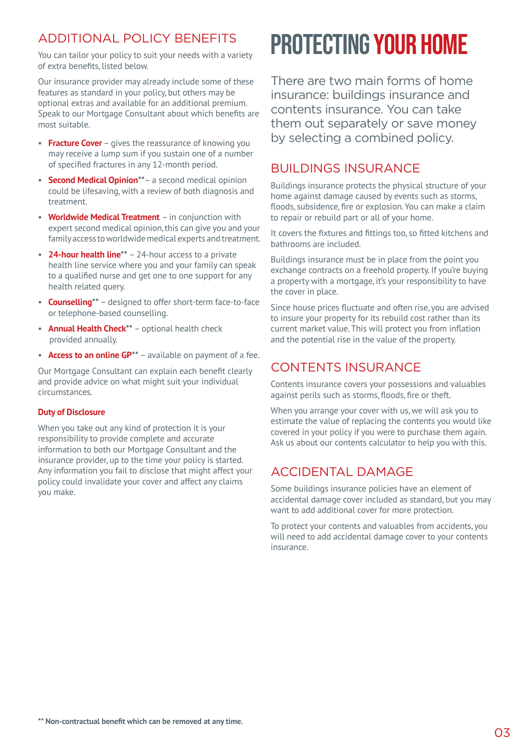## ADDITIONAL POLICY BENEFITS

You can tailor your policy to suit your needs with a variety of extra benefits, listed below.

Our insurance provider may already include some of these features as standard in your policy, but others may be optional extras and available for an additional premium. Speak to our Mortgage Consultant about which benefits are most suitable.

- **Fracture Cover** – gives the reassurance of knowing you may receive a lump sum if you sustain one of a number of specified fractures in any 12-month period.
- **Second Medical Opinion**** – a second medical opinion could be lifesaving, with a review of both diagnosis and treatment.
- **Worldwide Medical Treatment** – in conjunction with expert second medical opinion, this can give you and your family access to worldwide medical experts and treatment.
- **24-hour health line**** – 24-hour access to a private health line service where you and your family can speak to a qualified nurse and get one to one support for any health related query.
- **Counselling**** – designed to offer short-term face-to-face or telephone-based counselling.
- **Annual Health Check**** – optional health check provided annually.
- **Access to an online GP**** – available on payment of a fee.

Our Mortgage Consultant can explain each benefit clearly and provide advice on what might suit your individual circumstances.

**Duty of Disclosure**

When you take out any kind of protection it is your responsibility to provide complete and accurate information to both our Mortgage Consultant and the insurance provider, up to the time your policy is started. Any information you fail to disclose that might affect your policy could invalidate your cover and affect any claims you make.

**** Non-contractual benefit which can be removed at any time.**

# PROTECTING YOUR HOME

There are two main forms of home insurance: buildings insurance and contents insurance. You can take them out separately or save money by selecting a combined policy.

## BUILDINGS INSURANCE

Buildings insurance protects the physical structure of your home against damage caused by events such as storms, floods, subsidence, fire or explosion. You can make a claim to repair or rebuild part or all of your home.

It covers the fixtures and fittings too, so fitted kitchens and bathrooms are included.

Buildings insurance must be in place from the point you exchange contracts on a freehold property. If you're buying a property with a mortgage, it's your responsibility to have the cover in place.

Since house prices fluctuate and often rise, you are advised to insure your property for its rebuild cost rather than its current market value. This will protect you from inflation and the potential rise in the value of the property.

## CONTENTS INSURANCE

Contents insurance covers your possessions and valuables against perils such as storms, floods, fire or theft.

When you arrange your cover with us, we will ask you to estimate the value of replacing the contents you would like covered in your policy if you were to purchase them again. Ask us about our contents calculator to help you with this.

## ACCIDENTAL DAMAGE

Some buildings insurance policies have an element of accidental damage cover included as standard, but you may want to add additional cover for more protection.

To protect your contents and valuables from accidents, you will need to add accidental damage cover to your contents insurance.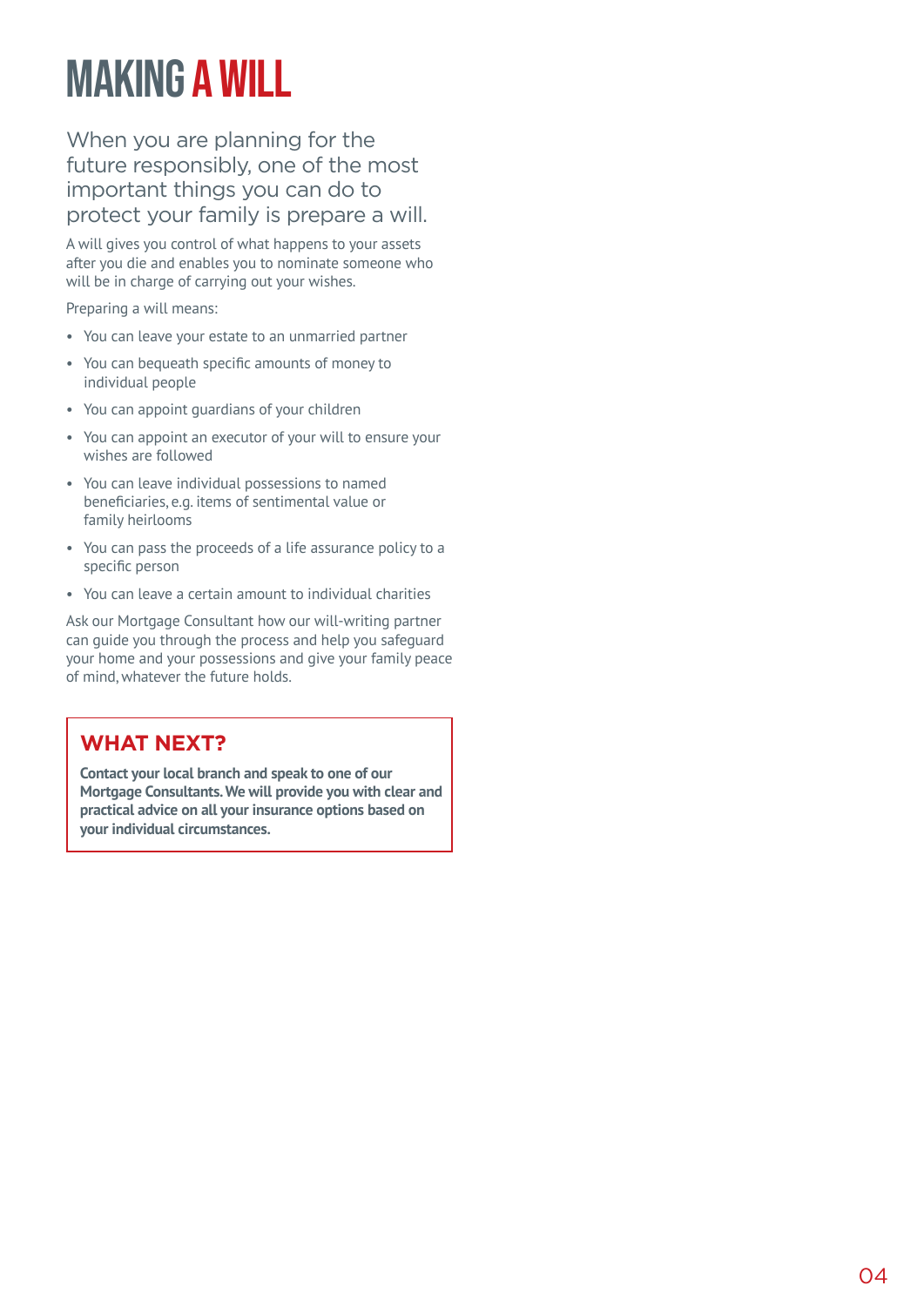# MAKING A WILL

When you are planning for the future responsibly, one of the most important things you can do to protect your family is prepare a will.

A will gives you control of what happens to your assets after you die and enables you to nominate someone who will be in charge of carrying out your wishes.

Preparing a will means:

- You can leave your estate to an unmarried partner
- You can bequeath specific amounts of money to individual people
- You can appoint guardians of your children
- You can appoint an executor of your will to ensure your wishes are followed
- You can leave individual possessions to named beneficiaries, e.g. items of sentimental value or family heirlooms
- You can pass the proceeds of a life assurance policy to a specific person
- You can leave a certain amount to individual charities

Ask our Mortgage Consultant how our will-writing partner can guide you through the process and help you safeguard your home and your possessions and give your family peace of mind, whatever the future holds.

## WHAT NEXT?

**Contact your local branch and speak to one of our Mortgage Consultants. We will provide you with clear and practical advice on all your insurance options based on your individual circumstances.**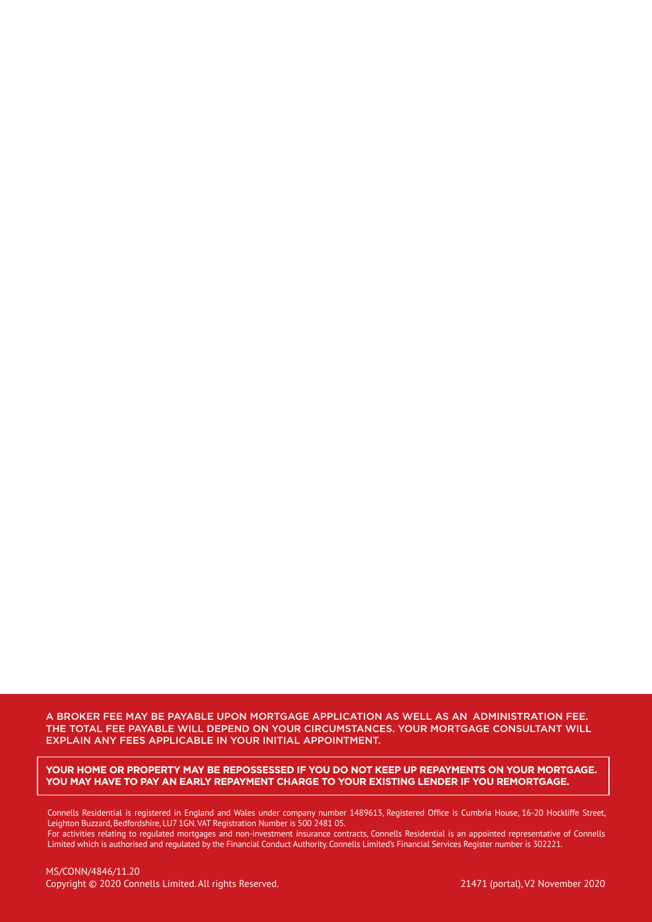A BROKER FEE MAY BE PAYABLE UPON MORTGAGE APPLICATION AS WELL AS AN ADMINISTRATION FEE. THE TOTAL FEE PAYABLE WILL DEPEND ON YOUR CIRCUMSTANCES. YOUR MORTGAGE CONSULTANT WILL EXPLAIN ANY FEES APPLICABLE IN YOUR INITIAL APPOINTMENT.

**YOUR HOME OR PROPERTY MAY BE REPOSSESSED IF YOU DO NOT KEEP UP REPAYMENTS ON YOUR MORTGAGE. YOU MAY HAVE TO PAY AN EARLY REPAYMENT CHARGE TO YOUR EXISTING LENDER IF YOU REMORTGAGE.**

Connells Residential is registered in England and Wales under company number 1489613, Registered Office is Cumbria House, 16-20 Hockliffe Street, Leighton Buzzard, Bedfordshire, LU7 1GN. VAT Registration Number is 500 2481 05.
For activities relating to regulated mortgages and non-investment insurance contracts, Connells Residential is an appointed representative of Connells Limited which is authorised and regulated by the Financial Conduct Authority. Connells Limited's Financial Services Register number is 302221.

MS/CONN/4846/11.20
Copyright © 2020 Connells Limited. All rights Reserved.

21471 (portal), V2 November 2020